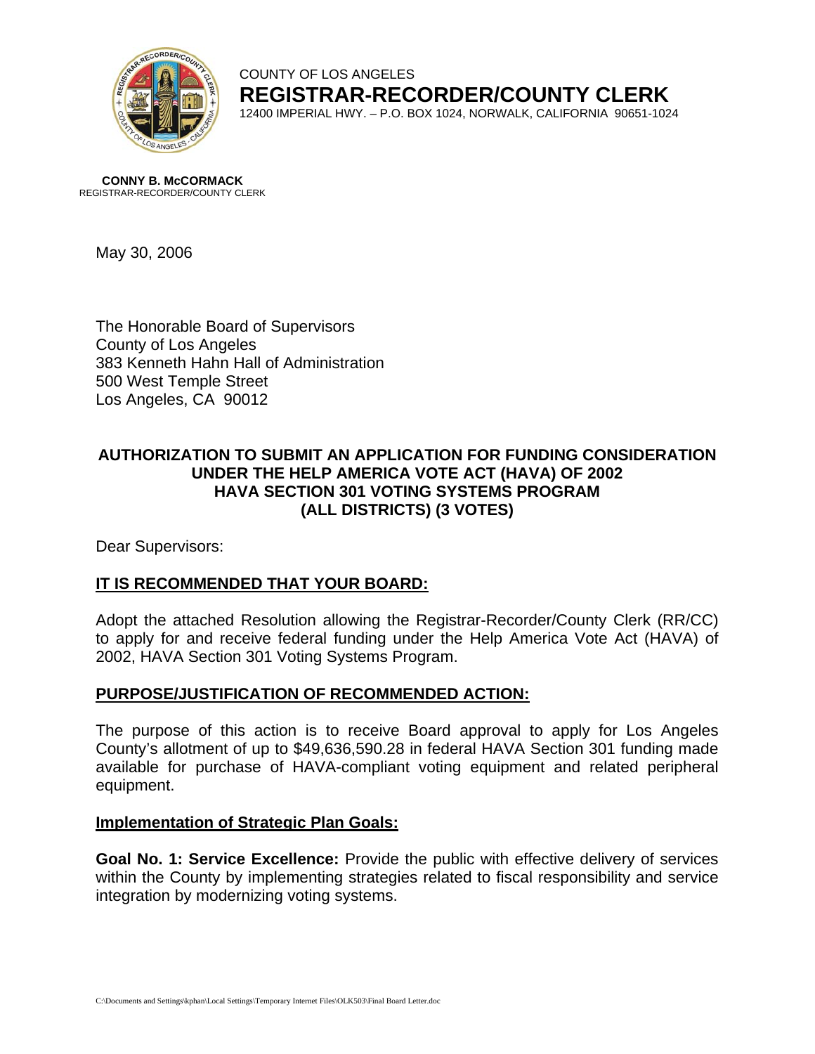COUNTY OF LOS ANGELES

**REGISTRAR-RECORDER/COUNTY CLERK**

12400 IMPERIAL HWY. – P.O. BOX 1024, NORWALK, CALIFORNIA 90651-1024

**CONNY B. McCORMACK**
REGISTRAR-RECORDER/COUNTY CLERK

May 30, 2006

The Honorable Board of Supervisors
County of Los Angeles
383 Kenneth Hahn Hall of Administration
500 West Temple Street
Los Angeles, CA 90012

**AUTHORIZATION TO SUBMIT AN APPLICATION FOR FUNDING CONSIDERATION UNDER THE HELP AMERICA VOTE ACT (HAVA) OF 2002 HAVA SECTION 301 VOTING SYSTEMS PROGRAM (ALL DISTRICTS) (3 VOTES)**

Dear Supervisors:

**IT IS RECOMMENDED THAT YOUR BOARD:**

Adopt the attached Resolution allowing the Registrar-Recorder/County Clerk (RR/CC) to apply for and receive federal funding under the Help America Vote Act (HAVA) of 2002, HAVA Section 301 Voting Systems Program.

**PURPOSE/JUSTIFICATION OF RECOMMENDED ACTION:**

The purpose of this action is to receive Board approval to apply for Los Angeles County's allotment of up to $49,636,590.28 in federal HAVA Section 301 funding made available for purchase of HAVA-compliant voting equipment and related peripheral equipment.

**Implementation of Strategic Plan Goals:**

**Goal No. 1: Service Excellence:** Provide the public with effective delivery of services within the County by implementing strategies related to fiscal responsibility and service integration by modernizing voting systems.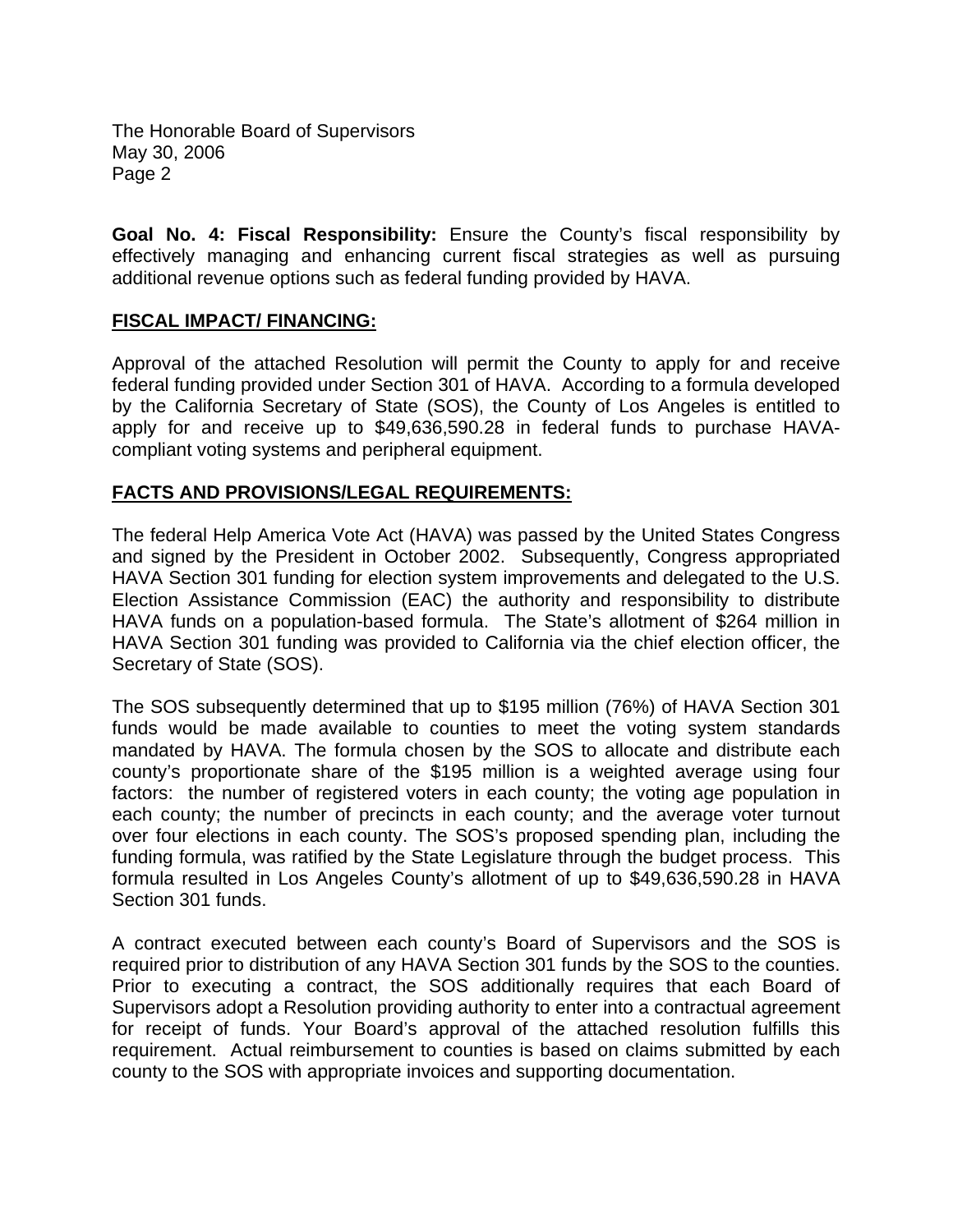**Goal No. 4: Fiscal Responsibility:** Ensure the County's fiscal responsibility by effectively managing and enhancing current fiscal strategies as well as pursuing additional revenue options such as federal funding provided by HAVA.

## FISCAL IMPACT/ FINANCING:

Approval of the attached Resolution will permit the County to apply for and receive federal funding provided under Section 301 of HAVA. According to a formula developed by the California Secretary of State (SOS), the County of Los Angeles is entitled to apply for and receive up to $49,636,590.28 in federal funds to purchase HAVA-compliant voting systems and peripheral equipment.

## FACTS AND PROVISIONS/LEGAL REQUIREMENTS:

The federal Help America Vote Act (HAVA) was passed by the United States Congress and signed by the President in October 2002. Subsequently, Congress appropriated HAVA Section 301 funding for election system improvements and delegated to the U.S. Election Assistance Commission (EAC) the authority and responsibility to distribute HAVA funds on a population-based formula. The State's allotment of $264 million in HAVA Section 301 funding was provided to California via the chief election officer, the Secretary of State (SOS).

The SOS subsequently determined that up to $195 million (76%) of HAVA Section 301 funds would be made available to counties to meet the voting system standards mandated by HAVA. The formula chosen by the SOS to allocate and distribute each county's proportionate share of the $195 million is a weighted average using four factors: the number of registered voters in each county; the voting age population in each county; the number of precincts in each county; and the average voter turnout over four elections in each county. The SOS's proposed spending plan, including the funding formula, was ratified by the State Legislature through the budget process. This formula resulted in Los Angeles County's allotment of up to $49,636,590.28 in HAVA Section 301 funds.

A contract executed between each county's Board of Supervisors and the SOS is required prior to distribution of any HAVA Section 301 funds by the SOS to the counties. Prior to executing a contract, the SOS additionally requires that each Board of Supervisors adopt a Resolution providing authority to enter into a contractual agreement for receipt of funds. Your Board's approval of the attached resolution fulfills this requirement. Actual reimbursement to counties is based on claims submitted by each county to the SOS with appropriate invoices and supporting documentation.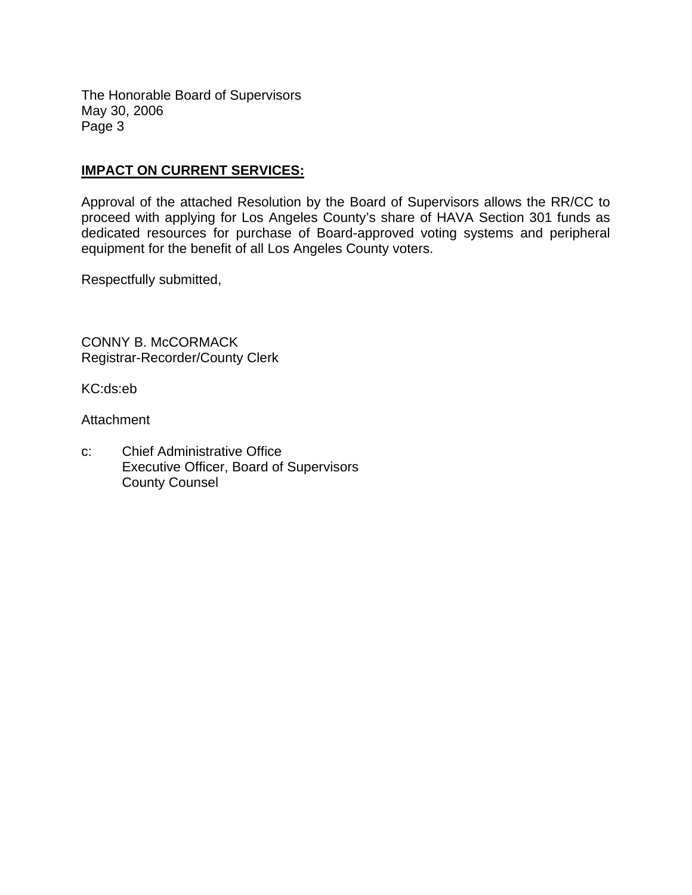## IMPACT ON CURRENT SERVICES:

Approval of the attached Resolution by the Board of Supervisors allows the RR/CC to proceed with applying for Los Angeles County's share of HAVA Section 301 funds as dedicated resources for purchase of Board-approved voting systems and peripheral equipment for the benefit of all Los Angeles County voters.

Respectfully submitted,

CONNY B. McCORMACK
Registrar-Recorder/County Clerk

KC:ds:eb

Attachment

c: Chief Administrative Office
Executive Officer, Board of Supervisors
County Counsel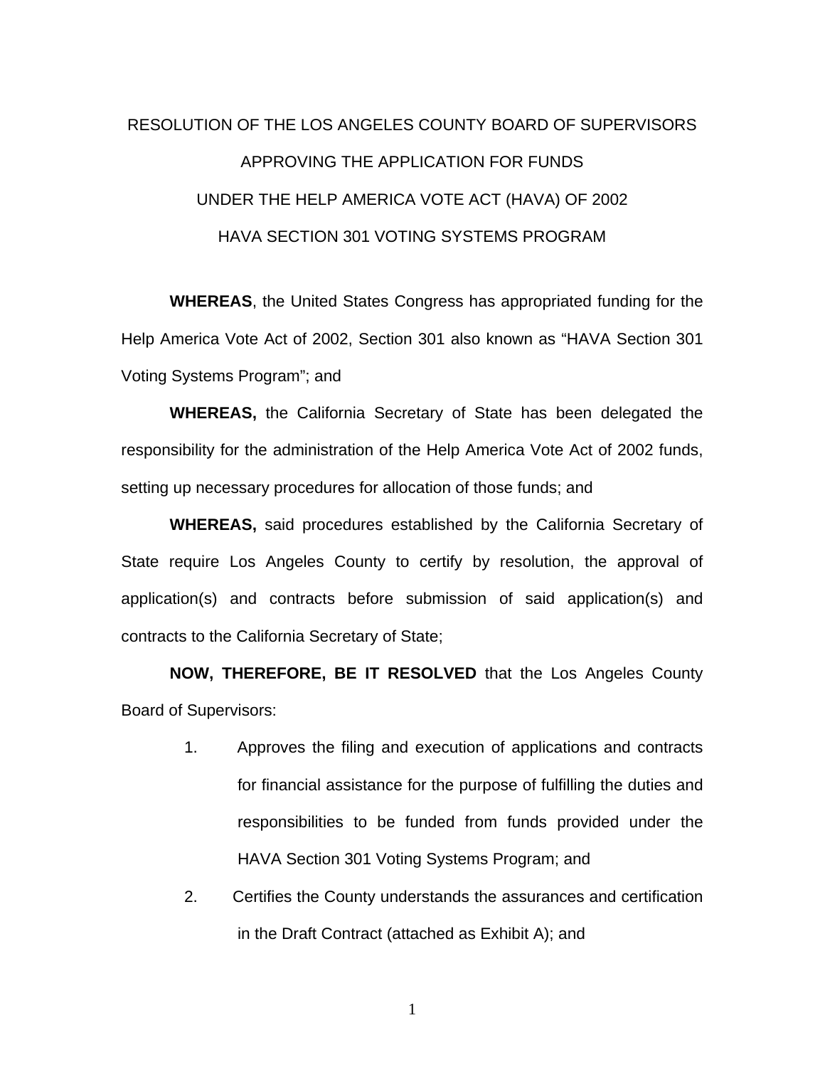RESOLUTION OF THE LOS ANGELES COUNTY BOARD OF SUPERVISORS

APPROVING THE APPLICATION FOR FUNDS

UNDER THE HELP AMERICA VOTE ACT (HAVA) OF 2002

HAVA SECTION 301 VOTING SYSTEMS PROGRAM

**WHEREAS**, the United States Congress has appropriated funding for the Help America Vote Act of 2002, Section 301 also known as "HAVA Section 301 Voting Systems Program"; and

**WHEREAS,** the California Secretary of State has been delegated the responsibility for the administration of the Help America Vote Act of 2002 funds, setting up necessary procedures for allocation of those funds; and

**WHEREAS,** said procedures established by the California Secretary of State require Los Angeles County to certify by resolution, the approval of application(s) and contracts before submission of said application(s) and contracts to the California Secretary of State;

**NOW, THEREFORE, BE IT RESOLVED** that the Los Angeles County Board of Supervisors:

1. Approves the filing and execution of applications and contracts for financial assistance for the purpose of fulfilling the duties and responsibilities to be funded from funds provided under the HAVA Section 301 Voting Systems Program; and

2. Certifies the County understands the assurances and certification in the Draft Contract (attached as Exhibit A); and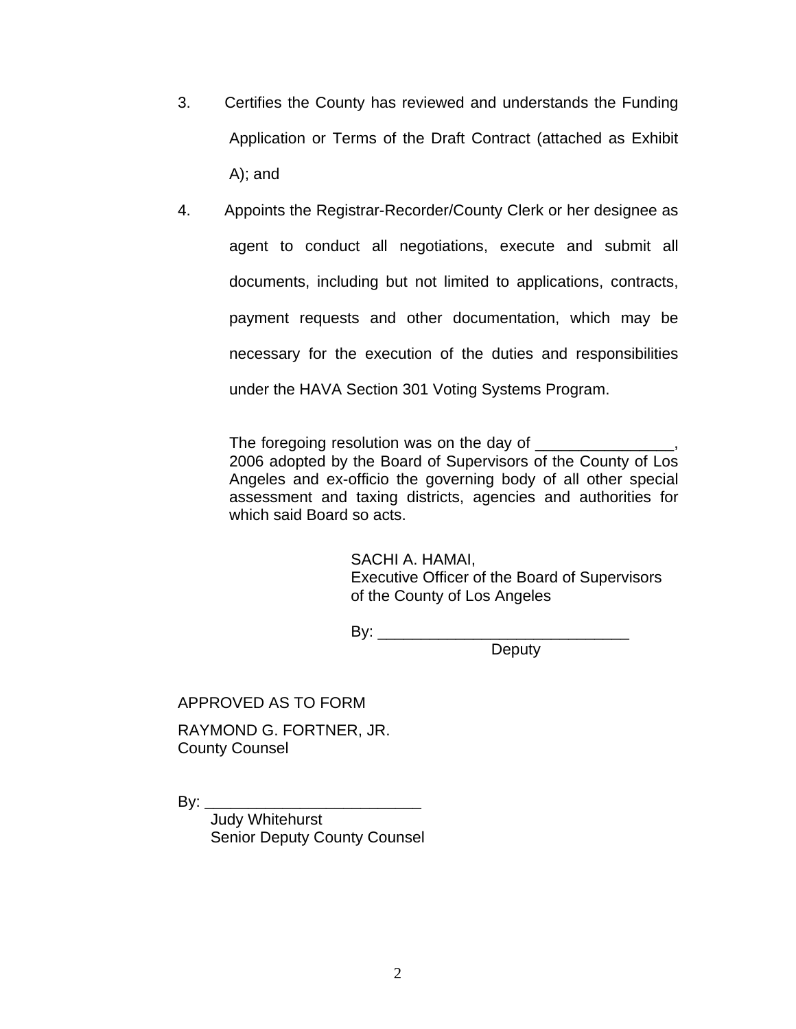3. Certifies the County has reviewed and understands the Funding Application or Terms of the Draft Contract (attached as Exhibit A); and

4. Appoints the Registrar-Recorder/County Clerk or her designee as agent to conduct all negotiations, execute and submit all documents, including but not limited to applications, contracts, payment requests and other documentation, which may be necessary for the execution of the duties and responsibilities under the HAVA Section 301 Voting Systems Program.

The foregoing resolution was on the day of ________________, 2006 adopted by the Board of Supervisors of the County of Los Angeles and ex-officio the governing body of all other special assessment and taxing districts, agencies and authorities for which said Board so acts.

SACHI A. HAMAI,
Executive Officer of the Board of Supervisors
of the County of Los Angeles

By: ______________________________
Deputy

APPROVED AS TO FORM

RAYMOND G. FORTNER, JR.
County Counsel

By: _________________________
Judy Whitehurst
Senior Deputy County Counsel